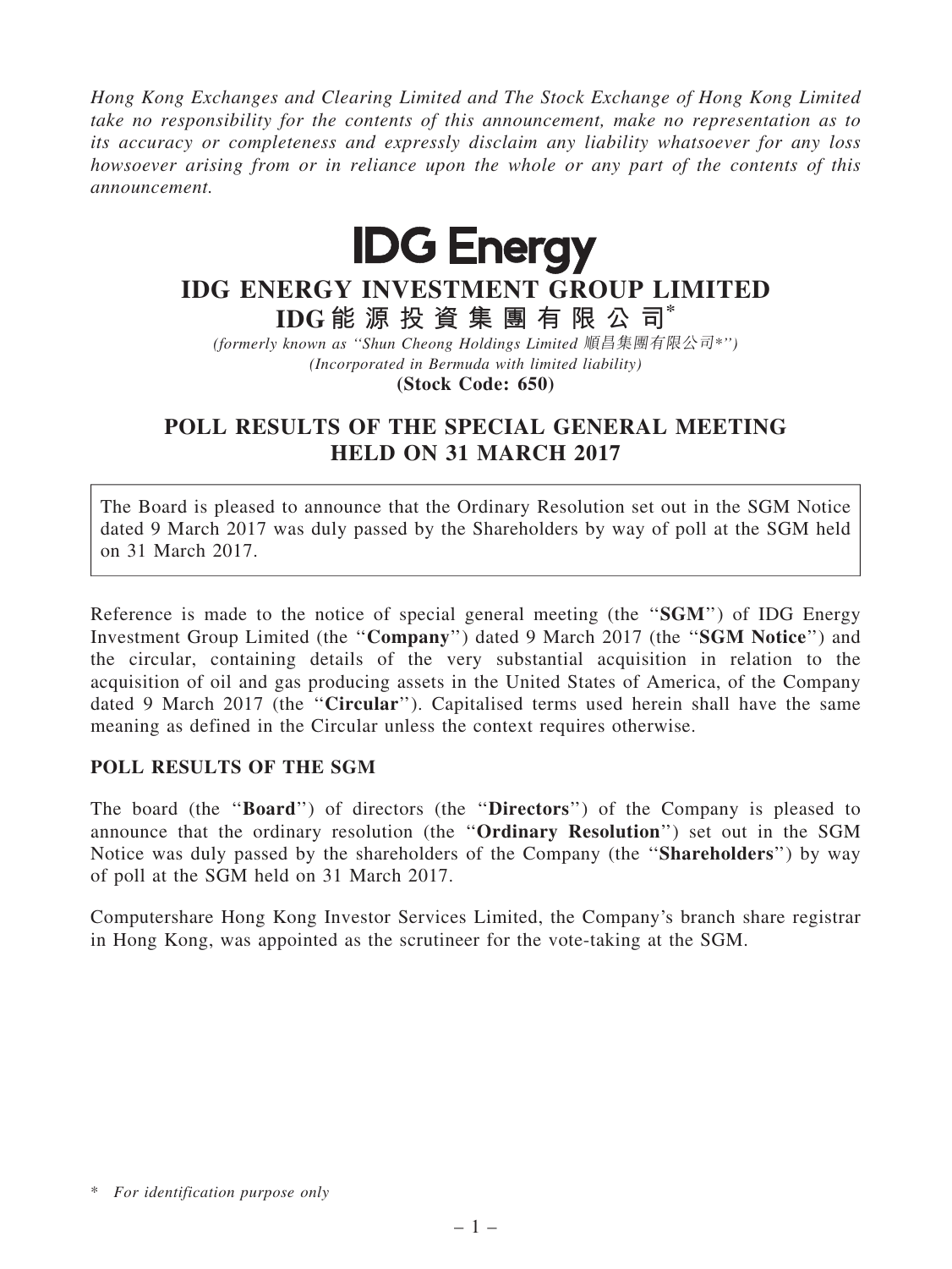*Hong Kong Exchanges and Clearing Limited and The Stock Exchange of Hong Kong Limited take no responsibility for the contents of this announcement, make no representation as to its accuracy or completeness and expressly disclaim any liability whatsoever for any loss howsoever arising from or in reliance upon the whole or any part of the contents of this announcement.*

**IDG Energy**

# IDG ENERGY INVESTMENT GROUP LIMITED
# IDG 能源投資集團有限公司*

*(formerly known as "Shun Cheong Holdings Limited 順昌集團有限公司*")*
*(Incorporated in Bermuda with limited liability)*
**(Stock Code: 650)**

## POLL RESULTS OF THE SPECIAL GENERAL MEETING HELD ON 31 MARCH 2017

The Board is pleased to announce that the Ordinary Resolution set out in the SGM Notice dated 9 March 2017 was duly passed by the Shareholders by way of poll at the SGM held on 31 March 2017.

Reference is made to the notice of special general meeting (the "**SGM**") of IDG Energy Investment Group Limited (the "**Company**") dated 9 March 2017 (the "**SGM Notice**") and the circular, containing details of the very substantial acquisition in relation to the acquisition of oil and gas producing assets in the United States of America, of the Company dated 9 March 2017 (the "**Circular**"). Capitalised terms used herein shall have the same meaning as defined in the Circular unless the context requires otherwise.

**POLL RESULTS OF THE SGM**

The board (the "**Board**") of directors (the "**Directors**") of the Company is pleased to announce that the ordinary resolution (the "**Ordinary Resolution**") set out in the SGM Notice was duly passed by the shareholders of the Company (the "**Shareholders**") by way of poll at the SGM held on 31 March 2017.

Computershare Hong Kong Investor Services Limited, the Company's branch share registrar in Hong Kong, was appointed as the scrutineer for the vote-taking at the SGM.

\* *For identification purpose only*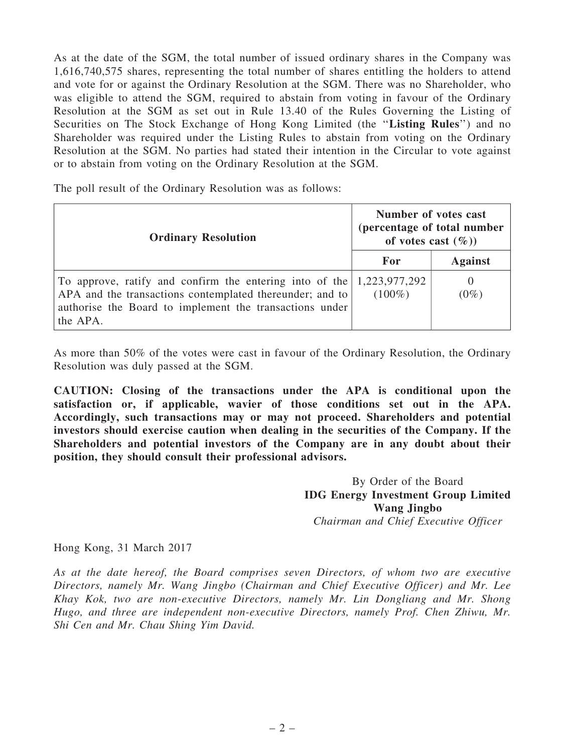As at the date of the SGM, the total number of issued ordinary shares in the Company was 1,616,740,575 shares, representing the total number of shares entitling the holders to attend and vote for or against the Ordinary Resolution at the SGM. There was no Shareholder, who was eligible to attend the SGM, required to abstain from voting in favour of the Ordinary Resolution at the SGM as set out in Rule 13.40 of the Rules Governing the Listing of Securities on The Stock Exchange of Hong Kong Limited (the ''**Listing Rules**'') and no Shareholder was required under the Listing Rules to abstain from voting on the Ordinary Resolution at the SGM. No parties had stated their intention in the Circular to vote against or to abstain from voting on the Ordinary Resolution at the SGM.

The poll result of the Ordinary Resolution was as follows:

| **Ordinary Resolution** | **Number of votes cast (percentage of total number of votes cast (%))** | |
|---|---|---|
| | **For** | **Against** |
| To approve, ratify and confirm the entering into of the APA and the transactions contemplated thereunder; and to authorise the Board to implement the transactions under the APA. | 1,223,977,292 (100%) | 0 (0%) |

As more than 50% of the votes were cast in favour of the Ordinary Resolution, the Ordinary Resolution was duly passed at the SGM.

**CAUTION: Closing of the transactions under the APA is conditional upon the satisfaction or, if applicable, wavier of those conditions set out in the APA. Accordingly, such transactions may or may not proceed. Shareholders and potential investors should exercise caution when dealing in the securities of the Company. If the Shareholders and potential investors of the Company are in any doubt about their position, they should consult their professional advisors.**

By Order of the Board
**IDG Energy Investment Group Limited**
**Wang Jingbo**
*Chairman and Chief Executive Officer*

Hong Kong, 31 March 2017

*As at the date hereof, the Board comprises seven Directors, of whom two are executive Directors, namely Mr. Wang Jingbo (Chairman and Chief Executive Officer) and Mr. Lee Khay Kok, two are non-executive Directors, namely Mr. Lin Dongliang and Mr. Shong Hugo, and three are independent non-executive Directors, namely Prof. Chen Zhiwu, Mr. Shi Cen and Mr. Chau Shing Yim David.*